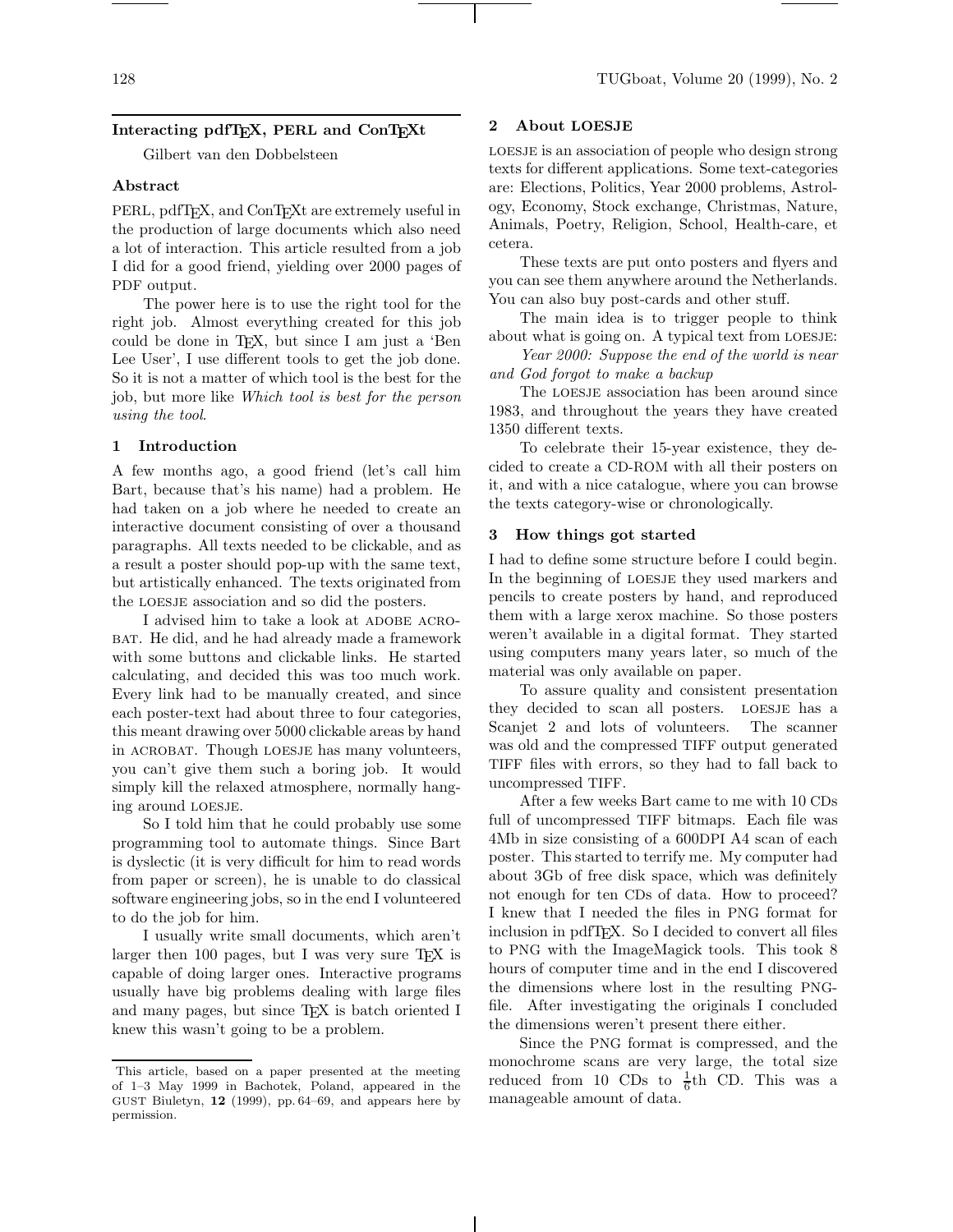# Interacting pdfTeX, PERL and ConTeXt

Gilbert van den Dobbelsteen

## Abstract

PERL, pdfTeX, and ConTeXt are extremely useful in the production of large documents which also need a lot of interaction. This article resulted from a job I did for a good friend, yielding over 2000 pages of PDF output.

The power here is to use the right tool for the right job. Almost everything created for this job could be done in TeX, but since I am just a 'Ben Lee User', I use different tools to get the job done. So it is not a matter of which tool is the best for the job, but more like *Which tool is best for the person using the tool*.

## 1 Introduction

A few months ago, a good friend (let's call him Bart, because that's his name) had a problem. He had taken on a job where he needed to create an interactive document consisting of over a thousand paragraphs. All texts needed to be clickable, and as a result a poster should pop-up with the same text, but artistically enhanced. The texts originated from the LOESJE association and so did the posters.

I advised him to take a look at ADOBE ACROBAT. He did, and he had already made a framework with some buttons and clickable links. He started calculating, and decided this was too much work. Every link had to be manually created, and since each poster-text had about three to four categories, this meant drawing over 5000 clickable areas by hand in ACROBAT. Though LOESJE has many volunteers, you can't give them such a boring job. It would simply kill the relaxed atmosphere, normally hanging around LOESJE.

So I told him that he could probably use some programming tool to automate things. Since Bart is dyslectic (it is very difficult for him to read words from paper or screen), he is unable to do classical software engineering jobs, so in the end I volunteered to do the job for him.

I usually write small documents, which aren't larger then 100 pages, but I was very sure TeX is capable of doing larger ones. Interactive programs usually have big problems dealing with large files and many pages, but since TeX is batch oriented I knew this wasn't going to be a problem.

This article, based on a paper presented at the meeting of 1–3 May 1999 in Bachotek, Poland, appeared in the GUST Biuletyn, **12** (1999), pp. 64–69, and appears here by permission.

## 2 About LOESJE

LOESJE is an association of people who design strong texts for different applications. Some text-categories are: Elections, Politics, Year 2000 problems, Astrology, Economy, Stock exchange, Christmas, Nature, Animals, Poetry, Religion, School, Health-care, et cetera.

These texts are put onto posters and flyers and you can see them anywhere around the Netherlands. You can also buy post-cards and other stuff.

The main idea is to trigger people to think about what is going on. A typical text from LOESJE:

*Year 2000: Suppose the end of the world is near and God forgot to make a backup*

The LOESJE association has been around since 1983, and throughout the years they have created 1350 different texts.

To celebrate their 15-year existence, they decided to create a CD-ROM with all their posters on it, and with a nice catalogue, where you can browse the texts category-wise or chronologically.

## 3 How things got started

I had to define some structure before I could begin. In the beginning of LOESJE they used markers and pencils to create posters by hand, and reproduced them with a large xerox machine. So those posters weren't available in a digital format. They started using computers many years later, so much of the material was only available on paper.

To assure quality and consistent presentation they decided to scan all posters. LOESJE has a Scanjet 2 and lots of volunteers. The scanner was old and the compressed TIFF output generated TIFF files with errors, so they had to fall back to uncompressed TIFF.

After a few weeks Bart came to me with 10 CDs full of uncompressed TIFF bitmaps. Each file was 4Mb in size consisting of a 600DPI A4 scan of each poster. This started to terrify me. My computer had about 3Gb of free disk space, which was definitely not enough for ten CDs of data. How to proceed? I knew that I needed the files in PNG format for inclusion in pdfTeX. So I decided to convert all files to PNG with the ImageMagick tools. This took 8 hours of computer time and in the end I discovered the dimensions where lost in the resulting PNG-file. After investigating the originals I concluded the dimensions weren't present there either.

Since the PNG format is compressed, and the monochrome scans are very large, the total size reduced from 10 CDs to $\frac{1}{6}$th CD. This was a manageable amount of data.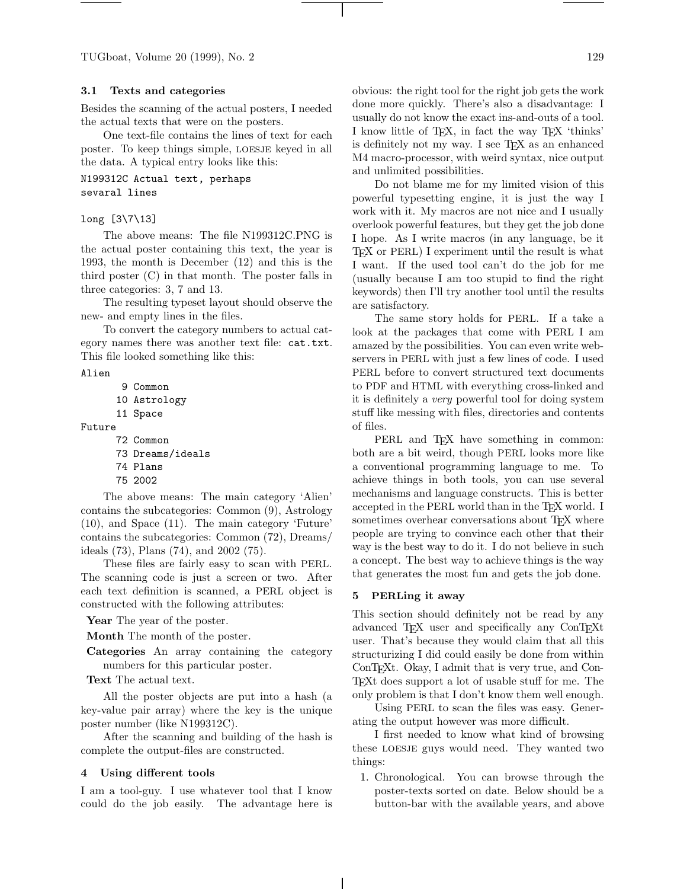### 3.1 Texts and categories

Besides the scanning of the actual posters, I needed the actual texts that were on the posters.

One text-file contains the lines of text for each poster. To keep things simple, LOESJE keyed in all the data. A typical entry looks like this:

```
N199312C Actual text, perhaps
sevaral lines

long [3\7\13]
```

The above means: The file N199312C.PNG is the actual poster containing this text, the year is 1993, the month is December (12) and this is the third poster (C) in that month. The poster falls in three categories: 3, 7 and 13.

The resulting typeset layout should observe the new- and empty lines in the files.

To convert the category numbers to actual category names there was another text file: `cat.txt`. This file looked something like this:

```
Alien
        9 Common
       10 Astrology
       11 Space
Future
       72 Common
       73 Dreams/ideals
       74 Plans
       75 2002
```

The above means: The main category 'Alien' contains the subcategories: Common (9), Astrology (10), and Space (11). The main category 'Future' contains the subcategories: Common (72), Dreams/ideals (73), Plans (74), and 2002 (75).

These files are fairly easy to scan with PERL. The scanning code is just a screen or two. After each text definition is scanned, a PERL object is constructed with the following attributes:

**Year** The year of the poster.

**Month** The month of the poster.

**Categories** An array containing the category numbers for this particular poster.

**Text** The actual text.

All the poster objects are put into a hash (a key-value pair array) where the key is the unique poster number (like N199312C).

After the scanning and building of the hash is complete the output-files are constructed.

## 4 Using different tools

I am a tool-guy. I use whatever tool that I know could do the job easily. The advantage here is obvious: the right tool for the right job gets the work done more quickly. There's also a disadvantage: I usually do not know the exact ins-and-outs of a tool. I know little of TeX, in fact the way TeX 'thinks' is definitely not my way. I see TeX as an enhanced M4 macro-processor, with weird syntax, nice output and unlimited possibilities.

Do not blame me for my limited vision of this powerful typesetting engine, it is just the way I work with it. My macros are not nice and I usually overlook powerful features, but they get the job done I hope. As I write macros (in any language, be it TeX or PERL) I experiment until the result is what I want. If the used tool can't do the job for me (usually because I am too stupid to find the right keywords) then I'll try another tool until the results are satisfactory.

The same story holds for PERL. If a take a look at the packages that come with PERL I am amazed by the possibilities. You can even write webservers in PERL with just a few lines of code. I used PERL before to convert structured text documents to PDF and HTML with everything cross-linked and it is definitely a *very* powerful tool for doing system stuff like messing with files, directories and contents of files.

PERL and TeX have something in common: both are a bit weird, though PERL looks more like a conventional programming language to me. To achieve things in both tools, you can use several mechanisms and language constructs. This is better accepted in the PERL world than in the TeX world. I sometimes overhear conversations about TeX where people are trying to convince each other that their way is the best way to do it. I do not believe in such a concept. The best way to achieve things is the way that generates the most fun and gets the job done.

## 5 PERLing it away

This section should definitely not be read by any advanced TeX user and specifically any ConTeXt user. That's because they would claim that all this structurizing I did could easily be done from within ConTeXt. Okay, I admit that is very true, and ConTeXt does support a lot of usable stuff for me. The only problem is that I don't know them well enough.

Using PERL to scan the files was easy. Generating the output however was more difficult.

I first needed to know what kind of browsing these LOESJE guys would need. They wanted two things:

1. Chronological. You can browse through the poster-texts sorted on date. Below should be a button-bar with the available years, and above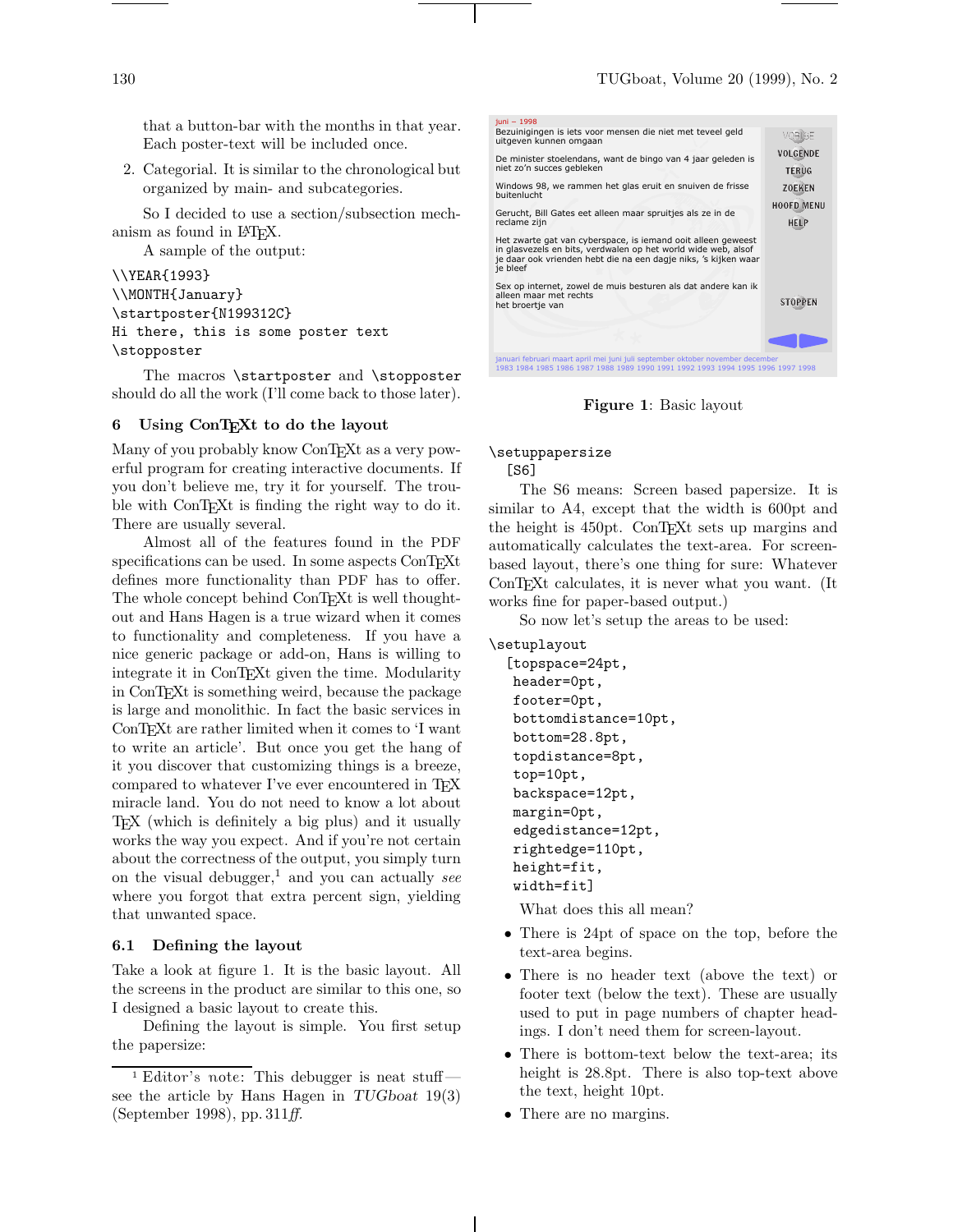that a button-bar with the months in that year. Each poster-text will be included once.

2. Categorial. It is similar to the chronological but organized by main- and subcategories.

So I decided to use a section/subsection mechanism as found in LaTeX.

A sample of the output:

```
\\YEAR{1993}
\\MONTH{January}
\startposter{N199312C}
Hi there, this is some poster text
\stopposter
```

The macros `\startposter` and `\stopposter` should do all the work (I'll come back to those later).

## 6 Using ConTeXt to do the layout

Many of you probably know ConTeXt as a very powerful program for creating interactive documents. If you don't believe me, try it for yourself. The trouble with ConTeXt is finding the right way to do it. There are usually several.

Almost all of the features found in the PDF specifications can be used. In some aspects ConTeXt defines more functionality than PDF has to offer. The whole concept behind ConTeXt is well thought-out and Hans Hagen is a true wizard when it comes to functionality and completeness. If you have a nice generic package or add-on, Hans is willing to integrate it in ConTeXt given the time. Modularity in ConTeXt is something weird, because the package is large and monolithic. In fact the basic services in ConTeXt are rather limited when it comes to 'I want to write an article'. But once you get the hang of it you discover that customizing things is a breeze, compared to whatever I've ever encountered in TeX miracle land. You do not need to know a lot about TeX (which is definitely a big plus) and it usually works the way you expect. And if you're not certain about the correctness of the output, you simply turn on the visual debugger,[1] and you can actually *see* where you forgot that extra percent sign, yielding that unwanted space.

### 6.1 Defining the layout

Take a look at figure 1. It is the basic layout. All the screens in the product are similar to this one, so I designed a basic layout to create this.

Defining the layout is simple. You first setup the papersize:

[1] Editor's note: This debugger is neat stuff — see the article by Hans Hagen in *TUGboat* 19(3) (September 1998), pp. 311*ff.*

juni – 1998

Bezuinigingen is iets voor mensen die niet met teveel geld uitgeven kunnen omgaan

De minister stoelendans, want de bingo van 4 jaar geleden is niet zo'n succes gebleken

Windows 98, we rammen het glas eruit en snuiven de frisse buitenlucht

Gerucht, Bill Gates eet alleen maar spruitjes als ze in de reclame zijn

Het zwarte gat van cyberspace, is iemand ooit alleen geweest in glasvezels en bits, verdwalen op het world wide web, alsof je daar ook vrienden hebt die na een dagje niks, 's kijken waar je bleef

Sex op internet, zowel de muis besturen als dat andere kan ik alleen maar met rechts
het broertje van

VORIGE
VOLGENDE
TERUG
ZOEKEN
HOOFD MENU
HELP
STOPPEN

januari februari maart april mei juni juli september oktober november december
1983 1984 1985 1986 1987 1988 1989 1990 1991 1992 1993 1994 1995 1996 1997 1998

**Figure 1**: Basic layout

```
\setuppapersize
  [S6]
```

The S6 means: Screen based papersize. It is similar to A4, except that the width is 600pt and the height is 450pt. ConTeXt sets up margins and automatically calculates the text-area. For screen-based layout, there's one thing for sure: Whatever ConTeXt calculates, it is never what you want. (It works fine for paper-based output.)

So now let's setup the areas to be used:

```
\setuplayout
  [topspace=24pt,
   header=0pt,
   footer=0pt,
   bottomdistance=10pt,
   bottom=28.8pt,
   topdistance=8pt,
   top=10pt,
   backspace=12pt,
   margin=0pt,
   edgedistance=12pt,
   rightedge=110pt,
   height=fit,
   width=fit]
```

What does this all mean?

- There is 24pt of space on the top, before the text-area begins.
- There is no header text (above the text) or footer text (below the text). These are usually used to put in page numbers of chapter headings. I don't need them for screen-layout.
- There is bottom-text below the text-area; its height is 28.8pt. There is also top-text above the text, height 10pt.
- There are no margins.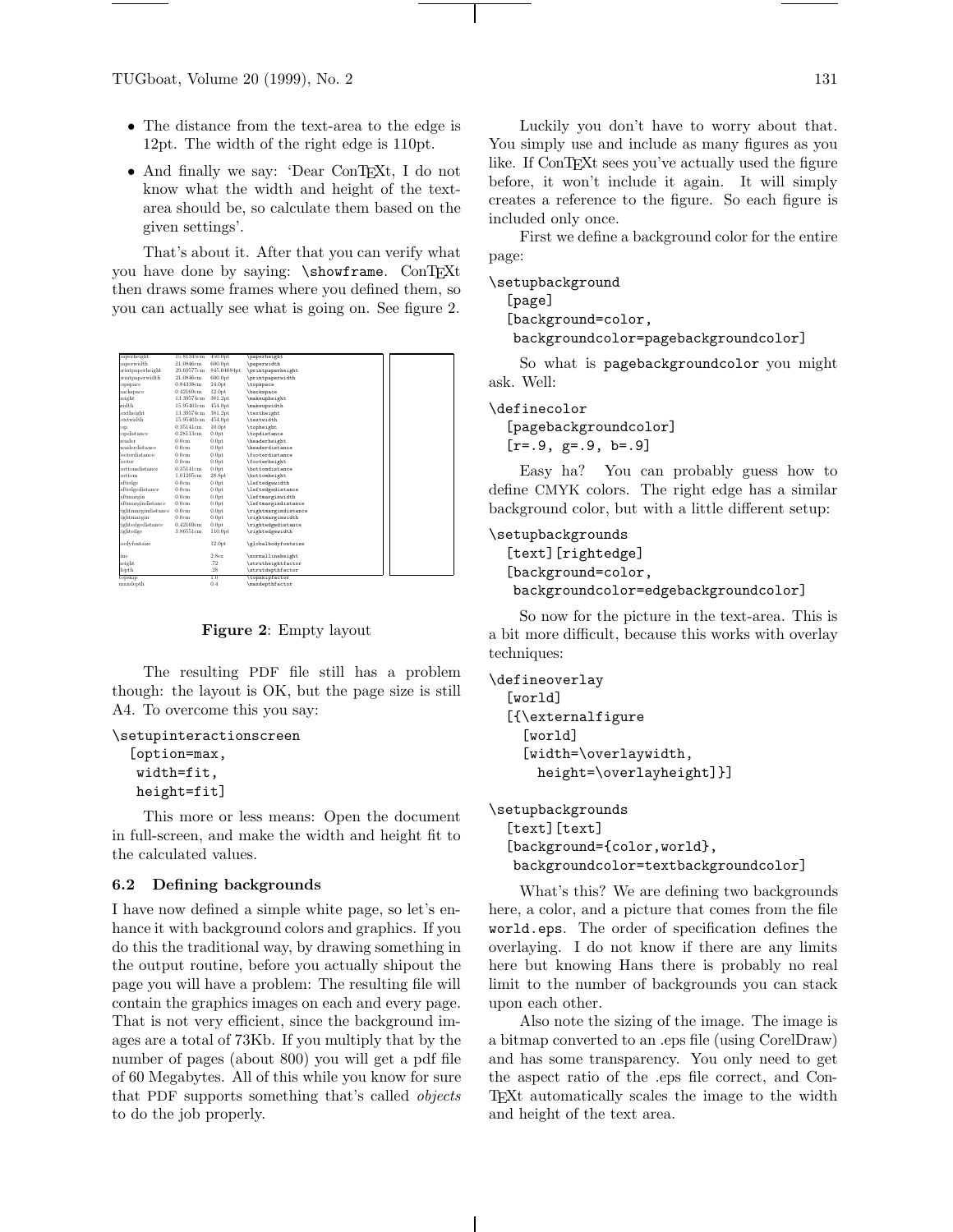- The distance from the text-area to the edge is 12pt. The width of the right edge is 110pt.
- And finally we say: 'Dear ConTEXt, I do not know what the width and height of the text-area should be, so calculate them based on the given settings'.

That's about it. After that you can verify what you have done by saying: `\showframe`. ConTEXt then draws some frames where you defined them, so you can actually see what is going on. See figure 2.

| | | | |
|---|---|---|---|
| paperheight | 15.81345cm | 450.0pt | \paperheight |
| paperwidth | 21.0846cm | 600.0pt | \paperwidth |
| printpaperheight | 29.69577cm | 845.04684pt | \printpaperheight |
| printpaperwidth | 21.0846cm | 600.0pt | \printpaperwidth |
| topspace | 0.84338cm | 24.0pt | \topspace |
| backspace | 0.42169cm | 12.0pt | \backspace |
| height | 13.39574cm | 381.2pt | \makeupheight |
| width | 15.95401cm | 454.0pt | \makeupwidth |
| textheight | 13.39574cm | 381.2pt | \textheight |
| textwidth | 15.95401cm | 454.0pt | \textwidth |
| top | 0.35141cm | 10.0pt | \topheight |
| topdistance | 0.28113cm | 0.0pt | \topdistance |
| header | 0.0cm | 0.0pt | \headerheight |
| headerdistance | 0.0cm | 0.0pt | \headerdistance |
| footerdistance | 0.0cm | 0.0pt | \footerdistance |
| footer | 0.0cm | 0.0pt | \footerheight |
| bottomdistance | 0.35141cm | 0.0pt | \bottomdistance |
| bottom | 1.01205cm | 28.8pt | \bottomheight |
| leftedge | 0.0cm | 0.0pt | \leftedgewidth |
| leftedgedistance | 0.0cm | 0.0pt | \leftedgedistance |
| leftmargin | 0.0cm | 0.0pt | \leftmarginwidth |
| leftmargindistance | 0.0cm | 0.0pt | \leftmargindistance |
| rightmargindistance | 0.0cm | 0.0pt | \rightmargindistance |
| rightmargin | 0.0cm | 0.0pt | \rightmarginwidth |
| rightedgedistance | 0.42169cm | 0.0pt | \rightedgedistance |
| rightedge | 3.86551cm | 110.0pt | \rightedgewidth |
| bodyfontsize | | 12.0pt | \globalbodyfontsize |
| line | | 2.8ex | \normallineheight |
| height | | .72 | \strutheightfactor |
| depth | | .28 | \strutdepthfactor |
| topskip | | 1.0 | \topskipfactor |
| maxdepth | | 0.4 | \maxdepthfactor |

**Figure 2**: Empty layout

The resulting PDF file still has a problem though: the layout is OK, but the page size is still A4. To overcome this you say:

```
\setupinteractionscreen
  [option=max,
   width=fit,
   height=fit]
```

This more or less means: Open the document in full-screen, and make the width and height fit to the calculated values.

### 6.2 Defining backgrounds

I have now defined a simple white page, so let's enhance it with background colors and graphics. If you do this the traditional way, by drawing something in the output routine, before you actually shipout the page you will have a problem: The resulting file will contain the graphics images on each and every page. That is not very efficient, since the background images are a total of 73Kb. If you multiply that by the number of pages (about 800) you will get a pdf file of 60 Megabytes. All of this while you know for sure that PDF supports something that's called *objects* to do the job properly.

Luckily you don't have to worry about that. You simply use and include as many figures as you like. If ConTEXt sees you've actually used the figure before, it won't include it again. It will simply creates a reference to the figure. So each figure is included only once.

First we define a background color for the entire page:

```
\setupbackground
  [page]
  [background=color,
   backgroundcolor=pagebackgroundcolor]
```

So what is `pagebackgroundcolor` you might ask. Well:

```
\definecolor
  [pagebackgroundcolor]
  [r=.9, g=.9, b=.9]
```

Easy ha? You can probably guess how to define CMYK colors. The right edge has a similar background color, but with a little different setup:

```
\setupbackgrounds
  [text][rightedge]
  [background=color,
   backgroundcolor=edgebackgroundcolor]
```

So now for the picture in the text-area. This is a bit more difficult, because this works with overlay techniques:

```
\defineoverlay
  [world]
  [{\externalfigure
    [world]
    [width=\overlaywidth,
      height=\overlayheight]}]

\setupbackgrounds
  [text][text]
  [background={color,world},
   backgroundcolor=textbackgroundcolor]
```

What's this? We are defining two backgrounds here, a color, and a picture that comes from the file `world.eps`. The order of specification defines the overlaying. I do not know if there are any limits here but knowing Hans there is probably no real limit to the number of backgrounds you can stack upon each other.

Also note the sizing of the image. The image is a bitmap converted to an .eps file (using CorelDraw) and has some transparency. You only need to get the aspect ratio of the .eps file correct, and ConTEXt automatically scales the image to the width and height of the text area.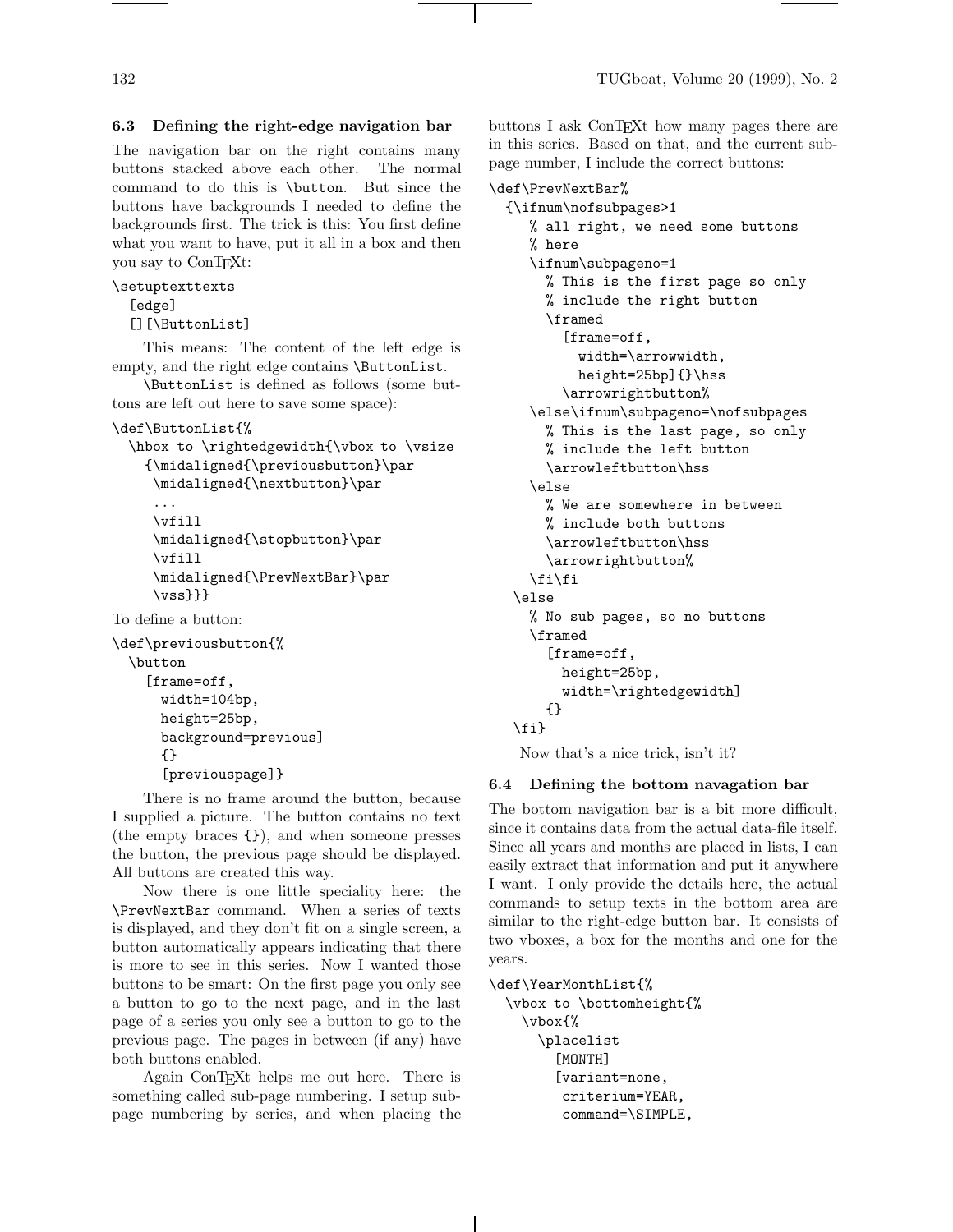### 6.3 Defining the right-edge navigation bar

The navigation bar on the right contains many buttons stacked above each other. The normal command to do this is `\button`. But since the buttons have backgrounds I needed to define the backgrounds first. The trick is this: You first define what you want to have, put it all in a box and then you say to ConTEXt:

```
\setuptexttexts
  [edge]
  [][\ButtonList]
```

This means: The content of the left edge is empty, and the right edge contains `\ButtonList`.

`\ButtonList` is defined as follows (some buttons are left out here to save some space):

```
\def\ButtonList{%
  \hbox to \rightedgewidth{\vbox to \vsize
    {\midaligned{\previousbutton}\par
     \midaligned{\nextbutton}\par
     ...
     \vfill
     \midaligned{\stopbutton}\par
     \vfill
     \midaligned{\PrevNextBar}\par
     \vss}}}
```

To define a button:

```
\def\previousbutton{%
  \button
    [frame=off,
     width=104bp,
     height=25bp,
     background=previous]
     {}
     [previouspage]}
```

There is no frame around the button, because I supplied a picture. The button contains no text (the empty braces `{}`), and when someone presses the button, the previous page should be displayed. All buttons are created this way.

Now there is one little speciality here: the `\PrevNextBar` command. When a series of texts is displayed, and they don't fit on a single screen, a button automatically appears indicating that there is more to see in this series. Now I wanted those buttons to be smart: On the first page you only see a button to go to the next page, and in the last page of a series you only see a button to go to the previous page. The pages in between (if any) have both buttons enabled.

Again ConTEXt helps me out here. There is something called sub-page numbering. I setup sub-page numbering by series, and when placing the buttons I ask ConTEXt how many pages there are in this series. Based on that, and the current sub-page number, I include the correct buttons:

```
\def\PrevNextBar%
  {\ifnum\nofsubpages>1
     % all right, we need some buttons
     % here
     \ifnum\subpageno=1
       % This is the first page so only
       % include the right button
       \framed
         [frame=off,
           width=\arrowwidth,
           height=25bp]{}\hss
         \arrowrightbutton%
     \else\ifnum\subpageno=\nofsubpages
       % This is the last page, so only
       % include the left button
       \arrowleftbutton\hss
     \else
       % We are somewhere in between
       % include both buttons
       \arrowleftbutton\hss
       \arrowrightbutton%
     \fi\fi
   \else
     % No sub pages, so no buttons
     \framed
       [frame=off,
         height=25bp,
         width=\rightedgewidth]
       {}
   \fi}
```

Now that's a nice trick, isn't it?

### 6.4 Defining the bottom navagation bar

The bottom navigation bar is a bit more difficult, since it contains data from the actual data-file itself. Since all years and months are placed in lists, I can easily extract that information and put it anywhere I want. I only provide the details here, the actual commands to setup texts in the bottom area are similar to the right-edge button bar. It consists of two vboxes, a box for the months and one for the years.

```
\def\YearMonthList{%
  \vbox to \bottomheight{%
    \vbox{%
      \placelist
        [MONTH]
        [variant=none,
         criterium=YEAR,
         command=\SIMPLE,
```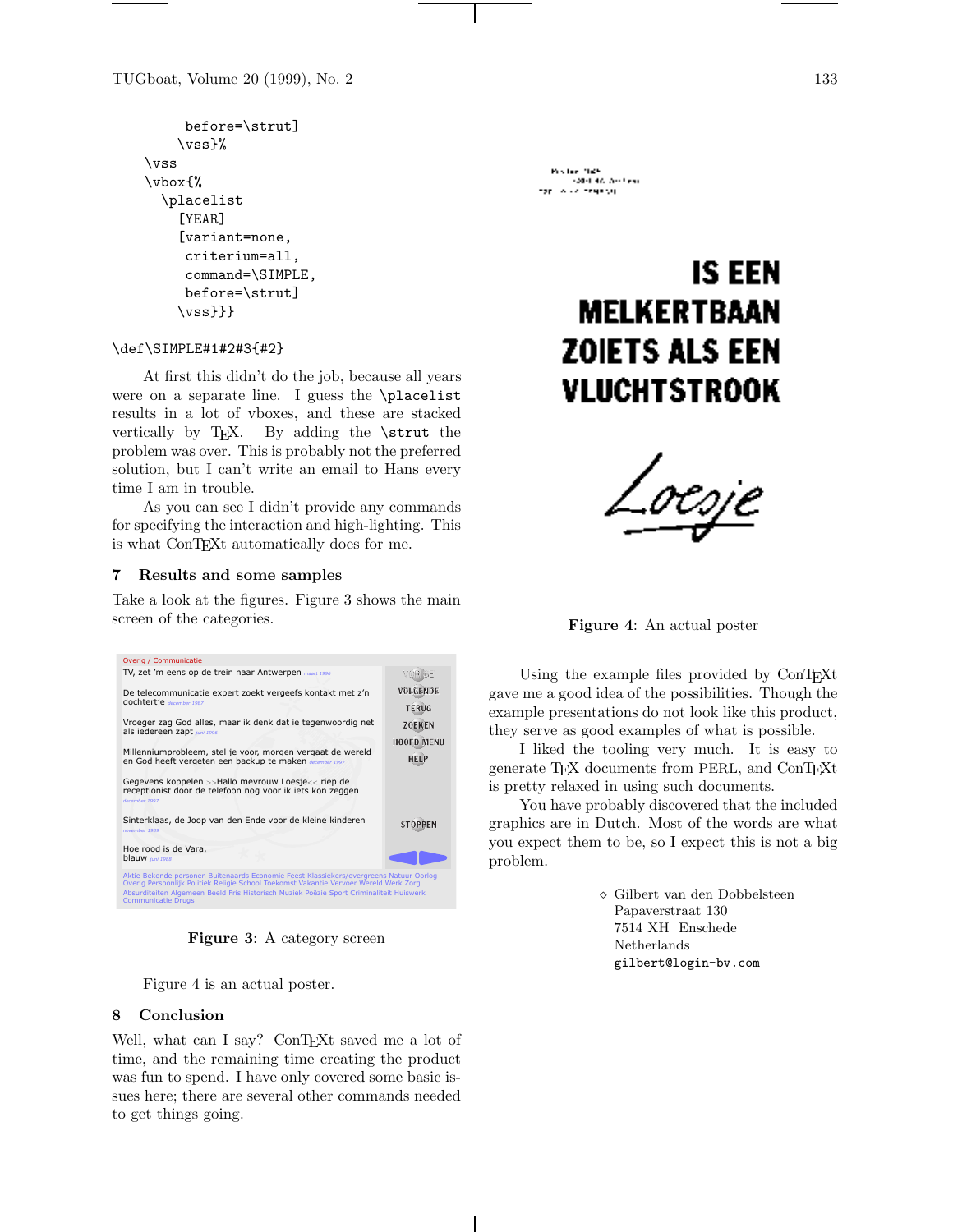```
        before=\strut]
       \vss}%
    \vss
    \vbox{%
      \placelist
        [YEAR]
        [variant=none,
         criterium=all,
         command=\SIMPLE,
         before=\strut]
        \vss}}}

\def\SIMPLE#1#2#3{#2}
```

At first this didn't do the job, because all years were on a separate line. I guess the `\placelist` results in a lot of vboxes, and these are stacked vertically by TEX. By adding the `\strut` the problem was over. This is probably not the preferred solution, but I can't write an email to Hans every time I am in trouble.

As you can see I didn't provide any commands for specifying the interaction and high-lighting. This is what ConTEXt automatically does for me.

## 7 Results and some samples

Take a look at the figures. Figure 3 shows the main screen of the categories.

**Figure 3**: A category screen

Figure 4 is an actual poster.

## 8 Conclusion

Well, what can I say? ConTEXt saved me a lot of time, and the remaining time creating the product was fun to spend. I have only covered some basic issues here; there are several other commands needed to get things going.

**Figure 4**: An actual poster

Using the example files provided by ConTEXt gave me a good idea of the possibilities. Though the example presentations do not look like this product, they serve as good examples of what is possible.

I liked the tooling very much. It is easy to generate TEX documents from PERL, and ConTEXt is pretty relaxed in using such documents.

You have probably discovered that the included graphics are in Dutch. Most of the words are what you expect them to be, so I expect this is not a big problem.

◇ Gilbert van den Dobbelsteen
Papaverstraat 130
7514 XH Enschede
Netherlands
`gilbert@login-bv.com`